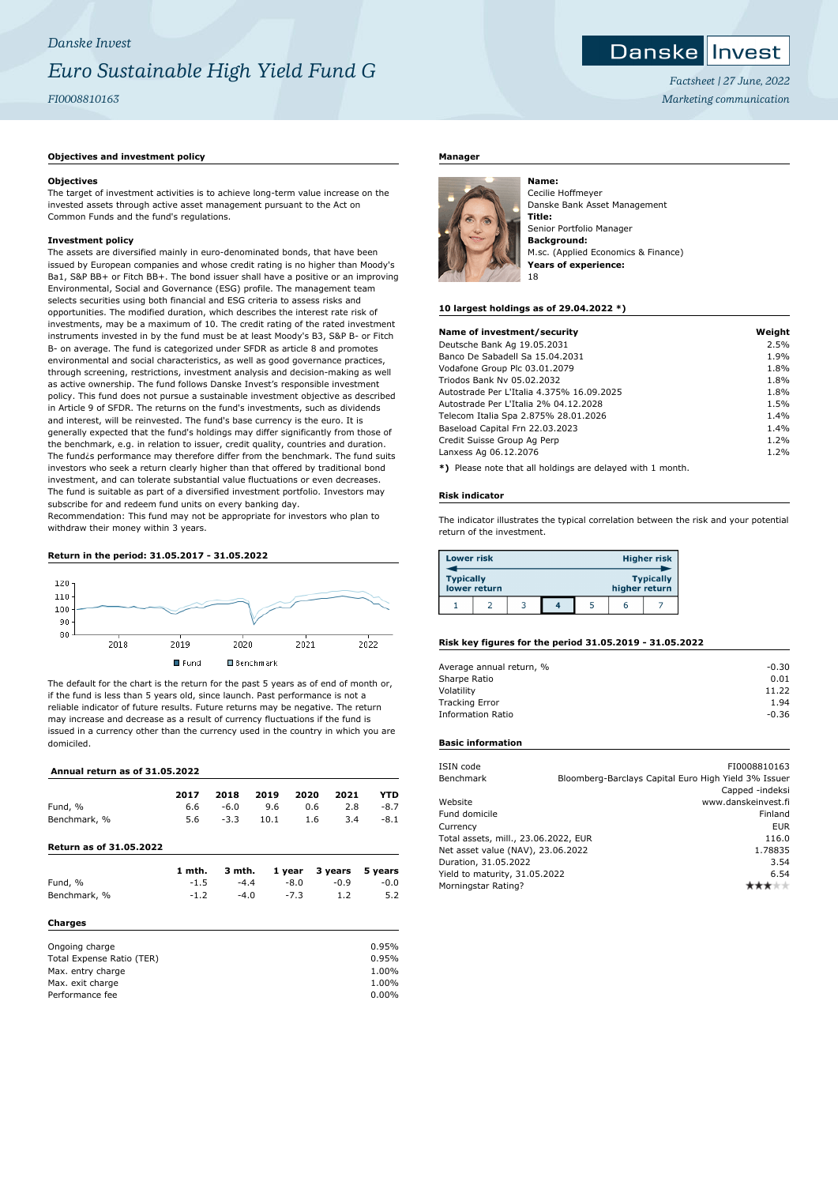Danske Invest

# Euro Sustainable High Yield Fund G

FI0008810163

Danske Invest

*Factsheet | 27 June, 2022*

*Marketing communication*

## Objectives and investment policy

### Objectives

The target of investment activities is to achieve long-term value increase on the invested assets through active asset management pursuant to the Act on Common Funds and the fund's regulations.

### Investment policy

The assets are diversified mainly in euro-denominated bonds, that have been issued by European companies and whose credit rating is no higher than Moody's Ba1, S&P BB+ or Fitch BB+. The bond issuer shall have a positive or an improving Environmental, Social and Governance (ESG) profile. The management team selects securities using both financial and ESG criteria to assess risks and opportunities. The modified duration, which describes the interest rate risk of investments, may be a maximum of 10. The credit rating of the rated investment instruments invested in by the fund must be at least Moody's B3, S&P B- or Fitch B- on average. The fund is categorized under SFDR as article 8 and promotes environmental and social characteristics, as well as good governance practices, through screening, restrictions, investment analysis and decision-making as well as active ownership. The fund follows Danske Invest's responsible investment policy. This fund does not pursue a sustainable investment objective as described in Article 9 of SFDR. The returns on the fund's investments, such as dividends and interest, will be reinvested. The fund's base currency is the euro. It is generally expected that the fund's holdings may differ significantly from those of the benchmark, e.g. in relation to issuer, credit quality, countries and duration. The fund¿s performance may therefore differ from the benchmark. The fund suits investors who seek a return clearly higher than that offered by traditional bond investment, and can tolerate substantial value fluctuations or even decreases. The fund is suitable as part of a diversified investment portfolio. Investors may subscribe for and redeem fund units on every banking day.
Recommendation: This fund may not be appropriate for investors who plan to withdraw their money within 3 years.

## Return in the period: 31.05.2017 - 31.05.2022

Fund   Benchmark

The default for the chart is the return for the past 5 years as of end of month or, if the fund is less than 5 years old, since launch. Past performance is not a reliable indicator of future results. Future returns may be negative. The return may increase and decrease as a result of currency fluctuations if the fund is issued in a currency other than the currency used in the country in which you are domiciled.

## Annual return as of 31.05.2022

| | 2017 | 2018 | 2019 | 2020 | 2021 | YTD |
|---|---|---|---|---|---|---|
| Fund, % | 6.6 | -6.0 | 9.6 | 0.6 | 2.8 | -8.7 |
| Benchmark, % | 5.6 | -3.3 | 10.1 | 1.6 | 3.4 | -8.1 |

## Return as of 31.05.2022

| | 1 mth. | 3 mth. | 1 year | 3 years | 5 years |
|---|---|---|---|---|---|
| Fund, % | -1.5 | -4.4 | -8.0 | -0.9 | -0.0 |
| Benchmark, % | -1.2 | -4.0 | -7.3 | 1.2 | 5.2 |

## Charges

| | |
|---|---|
| Ongoing charge | 0.95% |
| Total Expense Ratio (TER) | 0.95% |
| Max. entry charge | 1.00% |
| Max. exit charge | 1.00% |
| Performance fee | 0.00% |

## Manager

**Name:**
Cecilie Hoffmeyer
Danske Bank Asset Management
**Title:**
Senior Portfolio Manager
**Background:**
M.sc. (Applied Economics & Finance)
**Years of experience:**
18

## 10 largest holdings as of 29.04.2022 *)

| Name of investment/security | Weight |
|---|---|
| Deutsche Bank Ag 19.05.2031 | 2.5% |
| Banco De Sabadell Sa 15.04.2031 | 1.9% |
| Vodafone Group Plc 03.01.2079 | 1.8% |
| Triodos Bank Nv 05.02.2032 | 1.8% |
| Autostrade Per L'Italia 4.375% 16.09.2025 | 1.8% |
| Autostrade Per L'Italia 2% 04.12.2028 | 1.5% |
| Telecom Italia Spa 2.875% 28.01.2026 | 1.4% |
| Baseload Capital Frn 22.03.2023 | 1.4% |
| Credit Suisse Group Ag Perp | 1.2% |
| Lanxess Ag 06.12.2076 | 1.2% |

*) Please note that all holdings are delayed with 1 month.

## Risk indicator

The indicator illustrates the typical correlation between the risk and your potential return of the investment.

| Lower risk | | | | | | Higher risk |
|---|---|---|---|---|---|---|
| Typically lower return | | | | | | Typically higher return |
| 1 | 2 | 3 | **4** | 5 | 6 | 7 |

## Risk key figures for the period 31.05.2019 - 31.05.2022

| | |
|---|---|
| Average annual return, % | -0.30 |
| Sharpe Ratio | 0.01 |
| Volatility | 11.22 |
| Tracking Error | 1.94 |
| Information Ratio | -0.36 |

## Basic information

| | |
|---|---|
| ISIN code | FI0008810163 |
| Benchmark | Bloomberg-Barclays Capital Euro High Yield 3% Issuer Capped -indeksi |
| Website | www.danskeinvest.fi |
| Fund domicile | Finland |
| Currency | EUR |
| Total assets, mill., 23.06.2022, EUR | 116.0 |
| Net asset value (NAV), 23.06.2022 | 1.78835 |
| Duration, 31.05.2022 | 3.54 |
| Yield to maturity, 31.05.2022 | 6.54 |
| Morningstar Rating? | ★★★☆☆ |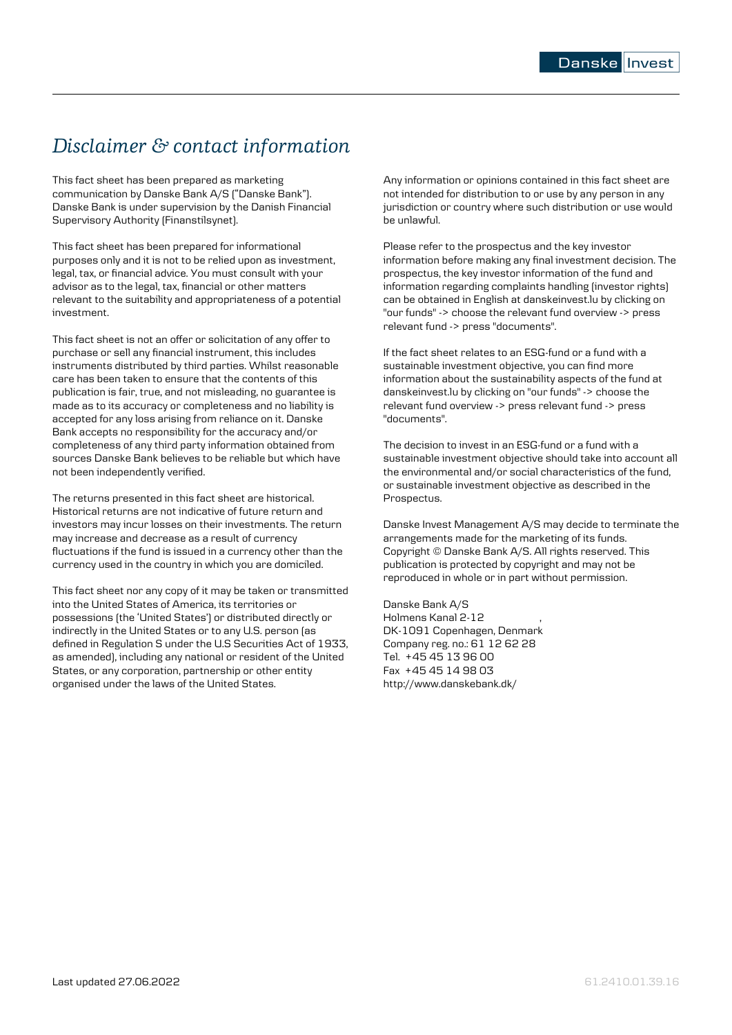# *Disclaimer & contact information*

This fact sheet has been prepared as marketing communication by Danske Bank A/S ("Danske Bank"). Danske Bank is under supervision by the Danish Financial Supervisory Authority (Finanstilsynet).

This fact sheet has been prepared for informational purposes only and it is not to be relied upon as investment, legal, tax, or financial advice. You must consult with your advisor as to the legal, tax, financial or other matters relevant to the suitability and appropriateness of a potential investment.

This fact sheet is not an offer or solicitation of any offer to purchase or sell any financial instrument, this includes instruments distributed by third parties. Whilst reasonable care has been taken to ensure that the contents of this publication is fair, true, and not misleading, no guarantee is made as to its accuracy or completeness and no liability is accepted for any loss arising from reliance on it. Danske Bank accepts no responsibility for the accuracy and/or completeness of any third party information obtained from sources Danske Bank believes to be reliable but which have not been independently verified.

The returns presented in this fact sheet are historical. Historical returns are not indicative of future return and investors may incur losses on their investments. The return may increase and decrease as a result of currency fluctuations if the fund is issued in a currency other than the currency used in the country in which you are domiciled.

This fact sheet nor any copy of it may be taken or transmitted into the United States of America, its territories or possessions (the 'United States') or distributed directly or indirectly in the United States or to any U.S. person (as defined in Regulation S under the U.S Securities Act of 1933, as amended), including any national or resident of the United States, or any corporation, partnership or other entity organised under the laws of the United States.

Any information or opinions contained in this fact sheet are not intended for distribution to or use by any person in any jurisdiction or country where such distribution or use would be unlawful.

Please refer to the prospectus and the key investor information before making any final investment decision. The prospectus, the key investor information of the fund and information regarding complaints handling (investor rights) can be obtained in English at danskeinvest.lu by clicking on "our funds" -> choose the relevant fund overview -> press relevant fund -> press "documents".

If the fact sheet relates to an ESG-fund or a fund with a sustainable investment objective, you can find more information about the sustainability aspects of the fund at danskeinvest.lu by clicking on "our funds" -> choose the relevant fund overview -> press relevant fund -> press "documents".

The decision to invest in an ESG-fund or a fund with a sustainable investment objective should take into account all the environmental and/or social characteristics of the fund, or sustainable investment objective as described in the Prospectus.

Danske Invest Management A/S may decide to terminate the arrangements made for the marketing of its funds. Copyright © Danske Bank A/S. All rights reserved. This publication is protected by copyright and may not be reproduced in whole or in part without permission.

Danske Bank A/S
Holmens Kanal 2-12
DK-1091 Copenhagen, Denmark
Company reg. no.: 61 12 62 28
Tel. +45 45 13 96 00
Fax +45 45 14 98 03
http://www.danskebank.dk/

Last updated 27.06.2022

61.2410.01.39.16